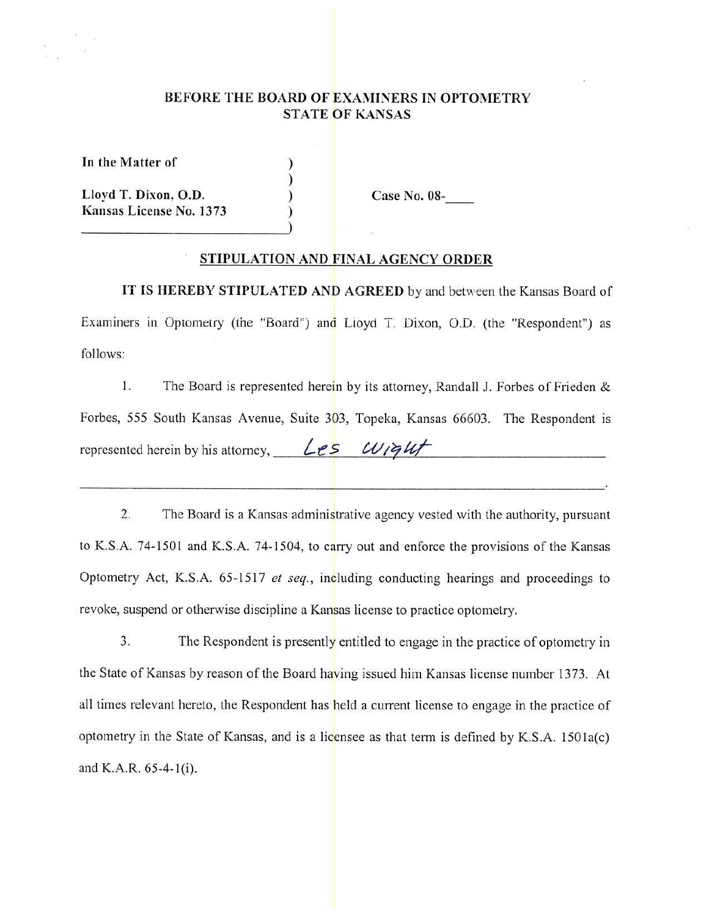**BEFORE THE BOARD OF EXAMINERS IN OPTOMETRY**
**STATE OF KANSAS**

| | | |
|---|---|---|
| **In the Matter of** | ) | |
| | ) | |
| **Lloyd T. Dixon, O.D.** | ) | **Case No. 08-____** |
| **Kansas License No. 1373** | ) | |
| | ) | |

## STIPULATION AND FINAL AGENCY ORDER

**IT IS HEREBY STIPULATED AND AGREED** by and between the Kansas Board of Examiners in Optometry (the "Board") and Lloyd T. Dixon, O.D. (the "Respondent") as follows:

1. The Board is represented herein by its attorney, Randall J. Forbes of Frieden & Forbes, 555 South Kansas Avenue, Suite 303, Topeka, Kansas 66603. The Respondent is represented herein by his attorney, Les Wight ______________________________.

2. The Board is a Kansas administrative agency vested with the authority, pursuant to K.S.A. 74-1501 and K.S.A. 74-1504, to carry out and enforce the provisions of the Kansas Optometry Act, K.S.A. 65-1517 *et seq.*, including conducting hearings and proceedings to revoke, suspend or otherwise discipline a Kansas license to practice optometry.

3. The Respondent is presently entitled to engage in the practice of optometry in the State of Kansas by reason of the Board having issued him Kansas license number 1373. At all times relevant hereto, the Respondent has held a current license to engage in the practice of optometry in the State of Kansas, and is a licensee as that term is defined by K.S.A. 1501a(c) and K.A.R. 65-4-1(i).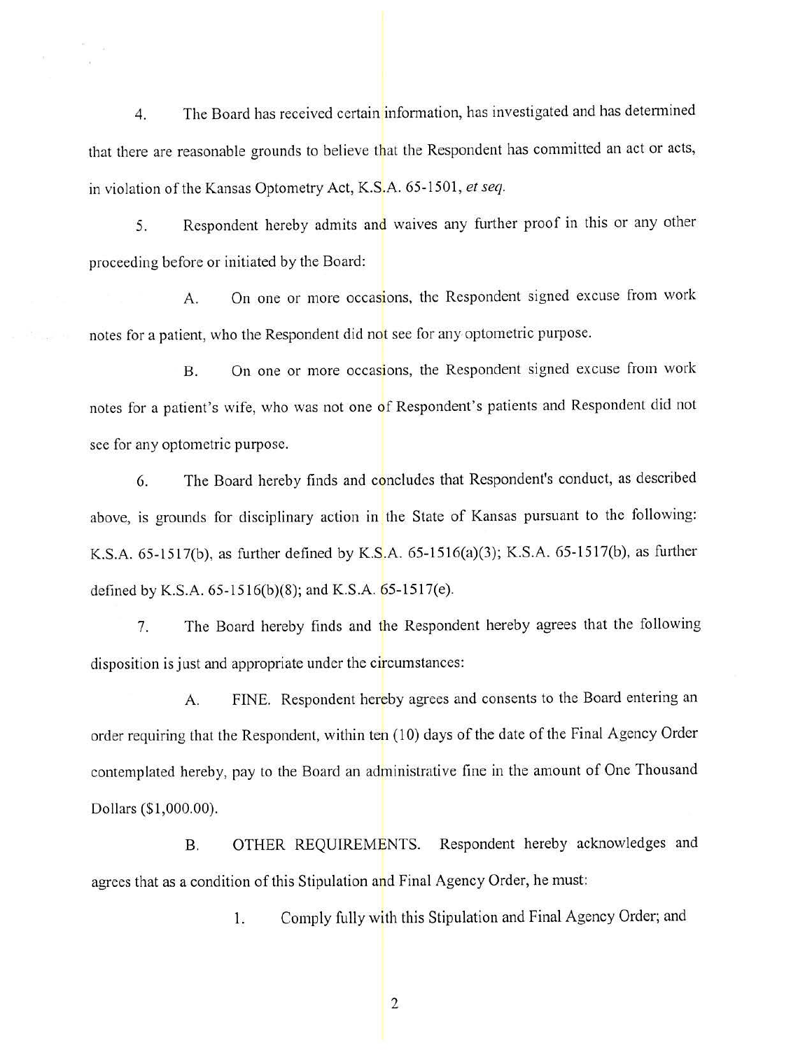4. The Board has received certain information, has investigated and has determined that there are reasonable grounds to believe that the Respondent has committed an act or acts, in violation of the Kansas Optometry Act, K.S.A. 65-1501, *et seq.*

5. Respondent hereby admits and waives any further proof in this or any other proceeding before or initiated by the Board:

A. On one or more occasions, the Respondent signed excuse from work notes for a patient, who the Respondent did not see for any optometric purpose.

B. On one or more occasions, the Respondent signed excuse from work notes for a patient's wife, who was not one of Respondent's patients and Respondent did not see for any optometric purpose.

6. The Board hereby finds and concludes that Respondent's conduct, as described above, is grounds for disciplinary action in the State of Kansas pursuant to the following: K.S.A. 65-1517(b), as further defined by K.S.A. 65-1516(a)(3); K.S.A. 65-1517(b), as further defined by K.S.A. 65-1516(b)(8); and K.S.A. 65-1517(e).

7. The Board hereby finds and the Respondent hereby agrees that the following disposition is just and appropriate under the circumstances:

A. FINE. Respondent hereby agrees and consents to the Board entering an order requiring that the Respondent, within ten (10) days of the date of the Final Agency Order contemplated hereby, pay to the Board an administrative fine in the amount of One Thousand Dollars ($1,000.00).

B. OTHER REQUIREMENTS. Respondent hereby acknowledges and agrees that as a condition of this Stipulation and Final Agency Order, he must:

1. Comply fully with this Stipulation and Final Agency Order; and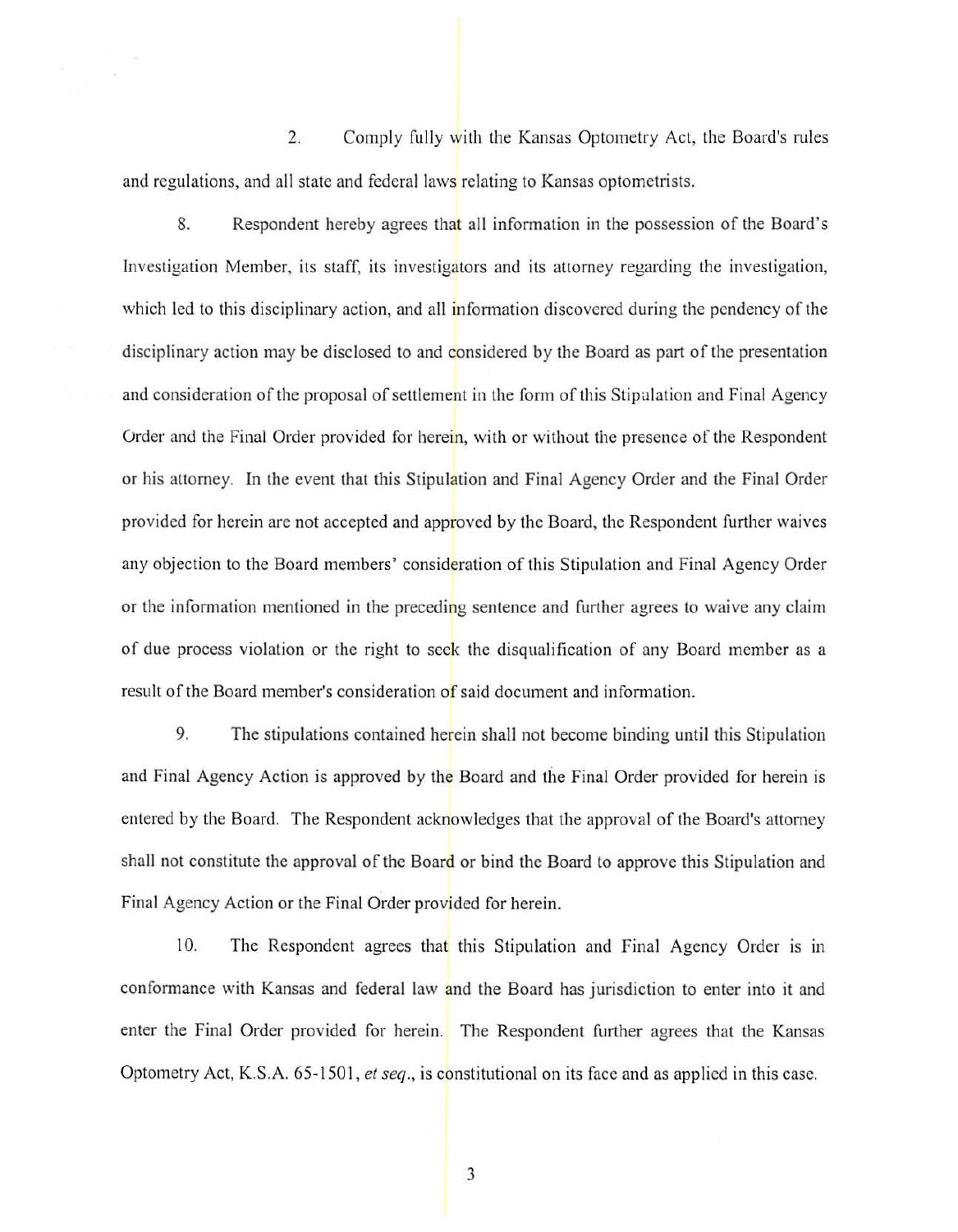2. Comply fully with the Kansas Optometry Act, the Board's rules and regulations, and all state and federal laws relating to Kansas optometrists.

8. Respondent hereby agrees that all information in the possession of the Board's Investigation Member, its staff, its investigators and its attorney regarding the investigation, which led to this disciplinary action, and all information discovered during the pendency of the disciplinary action may be disclosed to and considered by the Board as part of the presentation and consideration of the proposal of settlement in the form of this Stipulation and Final Agency Order and the Final Order provided for herein, with or without the presence of the Respondent or his attorney. In the event that this Stipulation and Final Agency Order and the Final Order provided for herein are not accepted and approved by the Board, the Respondent further waives any objection to the Board members' consideration of this Stipulation and Final Agency Order or the information mentioned in the preceding sentence and further agrees to waive any claim of due process violation or the right to seek the disqualification of any Board member as a result of the Board member's consideration of said document and information.

9. The stipulations contained herein shall not become binding until this Stipulation and Final Agency Action is approved by the Board and the Final Order provided for herein is entered by the Board. The Respondent acknowledges that the approval of the Board's attorney shall not constitute the approval of the Board or bind the Board to approve this Stipulation and Final Agency Action or the Final Order provided for herein.

10. The Respondent agrees that this Stipulation and Final Agency Order is in conformance with Kansas and federal law and the Board has jurisdiction to enter into it and enter the Final Order provided for herein. The Respondent further agrees that the Kansas Optometry Act, K.S.A. 65-1501, *et seq*., is constitutional on its face and as applied in this case.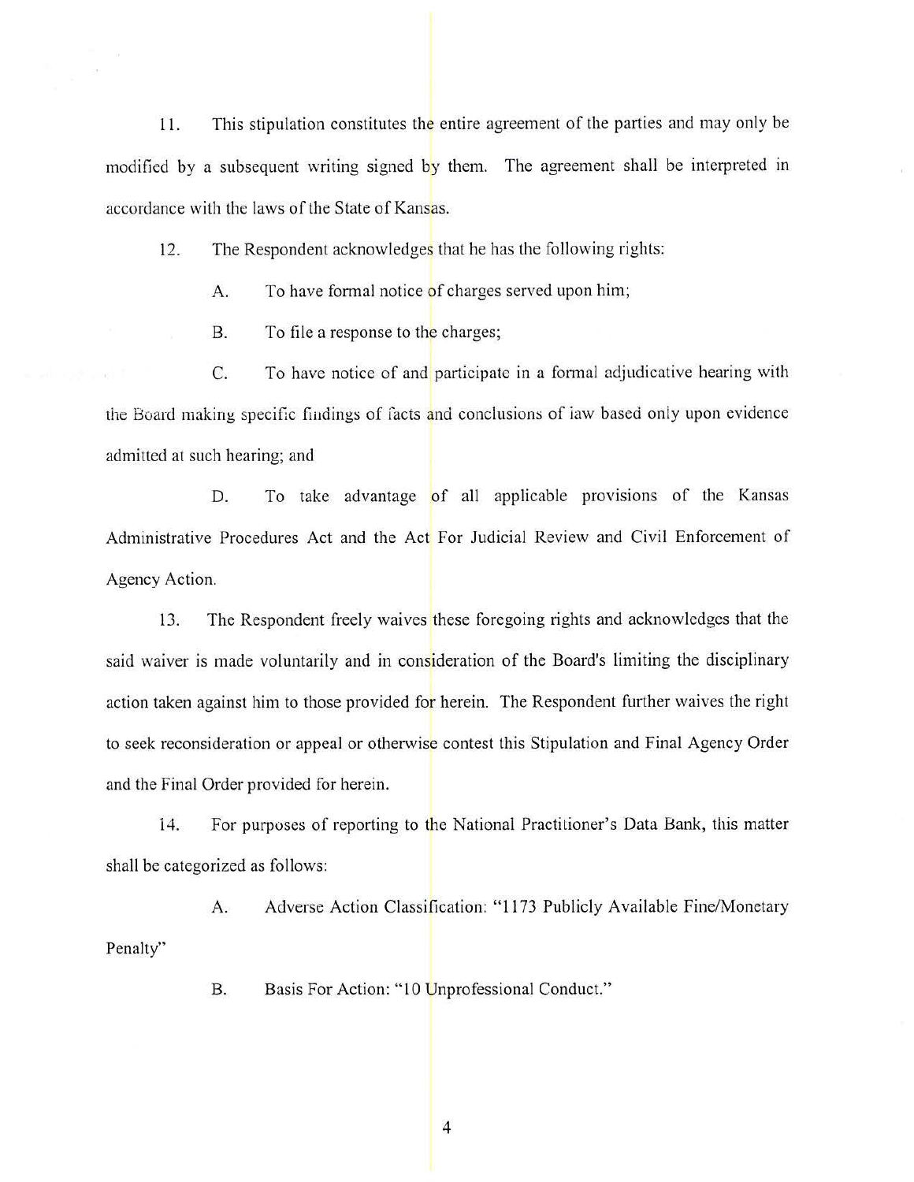11. This stipulation constitutes the entire agreement of the parties and may only be modified by a subsequent writing signed by them. The agreement shall be interpreted in accordance with the laws of the State of Kansas.

12. The Respondent acknowledges that he has the following rights:

A. To have formal notice of charges served upon him;

B. To file a response to the charges;

C. To have notice of and participate in a formal adjudicative hearing with the Board making specific findings of facts and conclusions of law based only upon evidence admitted at such hearing; and

D. To take advantage of all applicable provisions of the Kansas Administrative Procedures Act and the Act For Judicial Review and Civil Enforcement of Agency Action.

13. The Respondent freely waives these foregoing rights and acknowledges that the said waiver is made voluntarily and in consideration of the Board's limiting the disciplinary action taken against him to those provided for herein. The Respondent further waives the right to seek reconsideration or appeal or otherwise contest this Stipulation and Final Agency Order and the Final Order provided for herein.

14. For purposes of reporting to the National Practitioner's Data Bank, this matter shall be categorized as follows:

A. Adverse Action Classification: "1173 Publicly Available Fine/Monetary Penalty"

B. Basis For Action: "10 Unprofessional Conduct."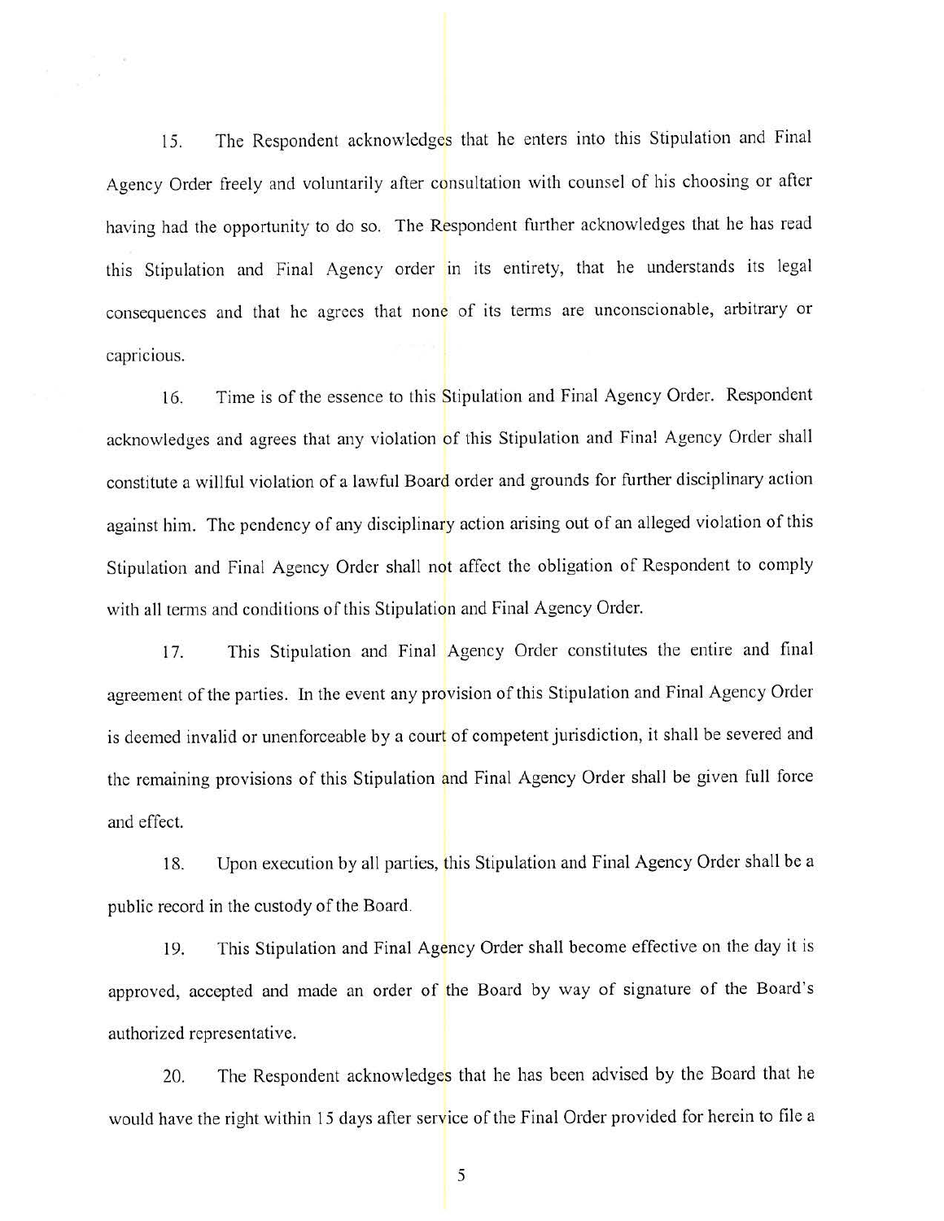15. The Respondent acknowledges that he enters into this Stipulation and Final Agency Order freely and voluntarily after consultation with counsel of his choosing or after having had the opportunity to do so. The Respondent further acknowledges that he has read this Stipulation and Final Agency order in its entirety, that he understands its legal consequences and that he agrees that none of its terms are unconscionable, arbitrary or capricious.

16. Time is of the essence to this Stipulation and Final Agency Order. Respondent acknowledges and agrees that any violation of this Stipulation and Final Agency Order shall constitute a willful violation of a lawful Board order and grounds for further disciplinary action against him. The pendency of any disciplinary action arising out of an alleged violation of this Stipulation and Final Agency Order shall not affect the obligation of Respondent to comply with all terms and conditions of this Stipulation and Final Agency Order.

17. This Stipulation and Final Agency Order constitutes the entire and final agreement of the parties. In the event any provision of this Stipulation and Final Agency Order is deemed invalid or unenforceable by a court of competent jurisdiction, it shall be severed and the remaining provisions of this Stipulation and Final Agency Order shall be given full force and effect.

18. Upon execution by all parties, this Stipulation and Final Agency Order shall be a public record in the custody of the Board.

19. This Stipulation and Final Agency Order shall become effective on the day it is approved, accepted and made an order of the Board by way of signature of the Board's authorized representative.

20. The Respondent acknowledges that he has been advised by the Board that he would have the right within 15 days after service of the Final Order provided for herein to file a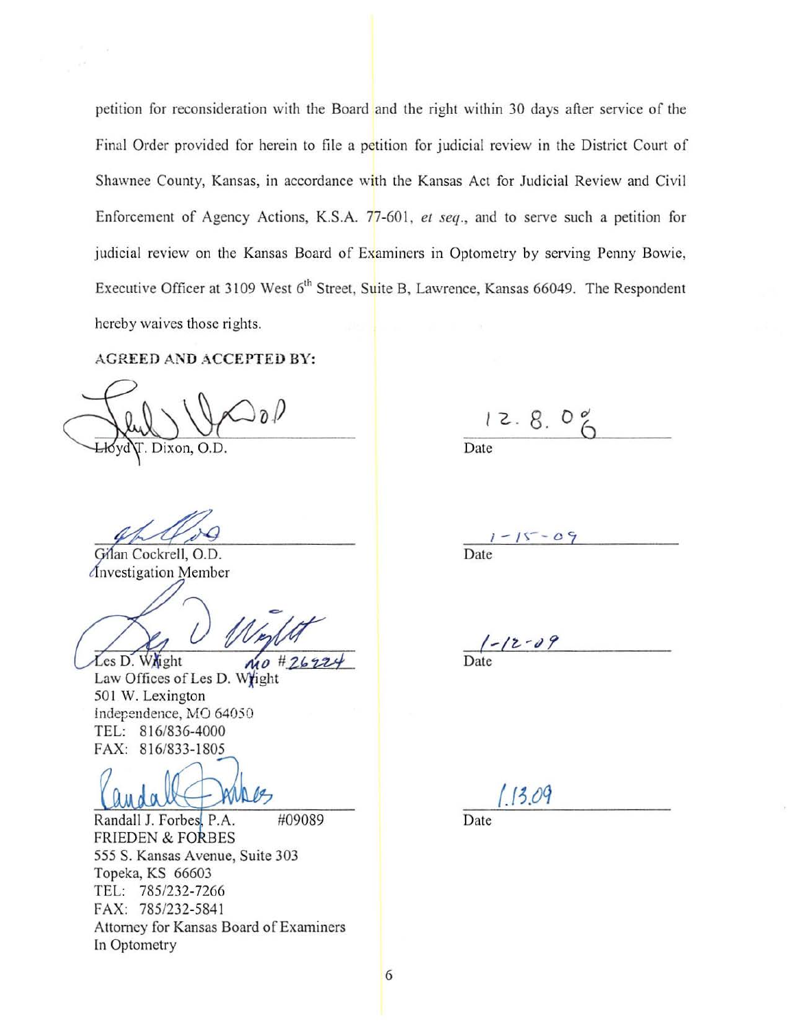petition for reconsideration with the Board and the right within 30 days after service of the Final Order provided for herein to file a petition for judicial review in the District Court of Shawnee County, Kansas, in accordance with the Kansas Act for Judicial Review and Civil Enforcement of Agency Actions, K.S.A. 77-601, *et seq.*, and to serve such a petition for judicial review on the Kansas Board of Examiners in Optometry by serving Penny Bowie, Executive Officer at 3109 West 6th Street, Suite B, Lawrence, Kansas 66049. The Respondent hereby waives those rights.

**AGREED AND ACCEPTED BY:**

Lloyd T. Dixon, O.D. — Date: 12.8.08

Gilan Cockrell, O.D.
Investigation Member — Date: 1-15-09

Les D. Wright MO #26224
Law Offices of Les D. Wright
501 W. Lexington
Independence, MO 64050
TEL: 816/836-4000
FAX: 816/833-1805 — Date: 1-12-09

Randall J. Forbes, P.A. #09089
FRIEDEN & FORBES
555 S. Kansas Avenue, Suite 303
Topeka, KS 66603
TEL: 785/232-7266
FAX: 785/232-5841
Attorney for Kansas Board of Examiners
In Optometry — Date: 1.13.09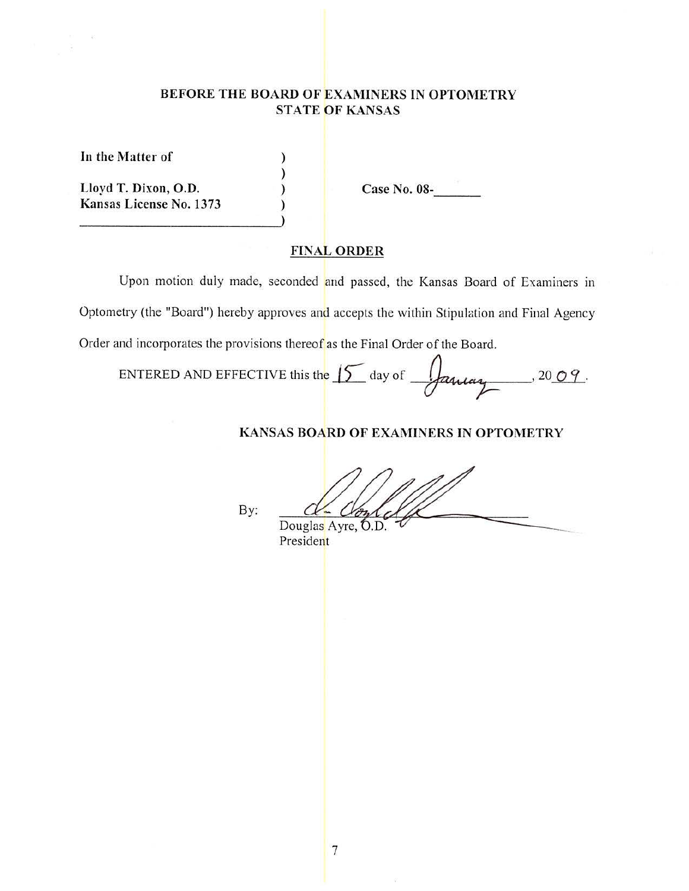**BEFORE THE BOARD OF EXAMINERS IN OPTOMETRY**
**STATE OF KANSAS**

| | | |
|---|---|---|
| **In the Matter of** | ) | |
| | ) | |
| **Lloyd T. Dixon, O.D.** | ) | **Case No. 08-\_\_\_\_\_\_** |
| **Kansas License No. 1373** | ) | |
| \_\_\_\_\_\_\_\_\_\_\_\_\_\_\_\_\_\_\_\_\_\_\_\_\_\_\_\_ | ) | |

## FINAL ORDER

Upon motion duly made, seconded and passed, the Kansas Board of Examiners in Optometry (the "Board") hereby approves and accepts the within Stipulation and Final Agency Order and incorporates the provisions thereof as the Final Order of the Board.

ENTERED AND EFFECTIVE this the 15 day of January, 2009.

**KANSAS BOARD OF EXAMINERS IN OPTOMETRY**

By: \_\_\_\_\_\_\_\_\_\_\_\_\_\_\_\_\_\_\_\_\_\_\_\_\_\_\_\_
Douglas Ayre, O.D.
President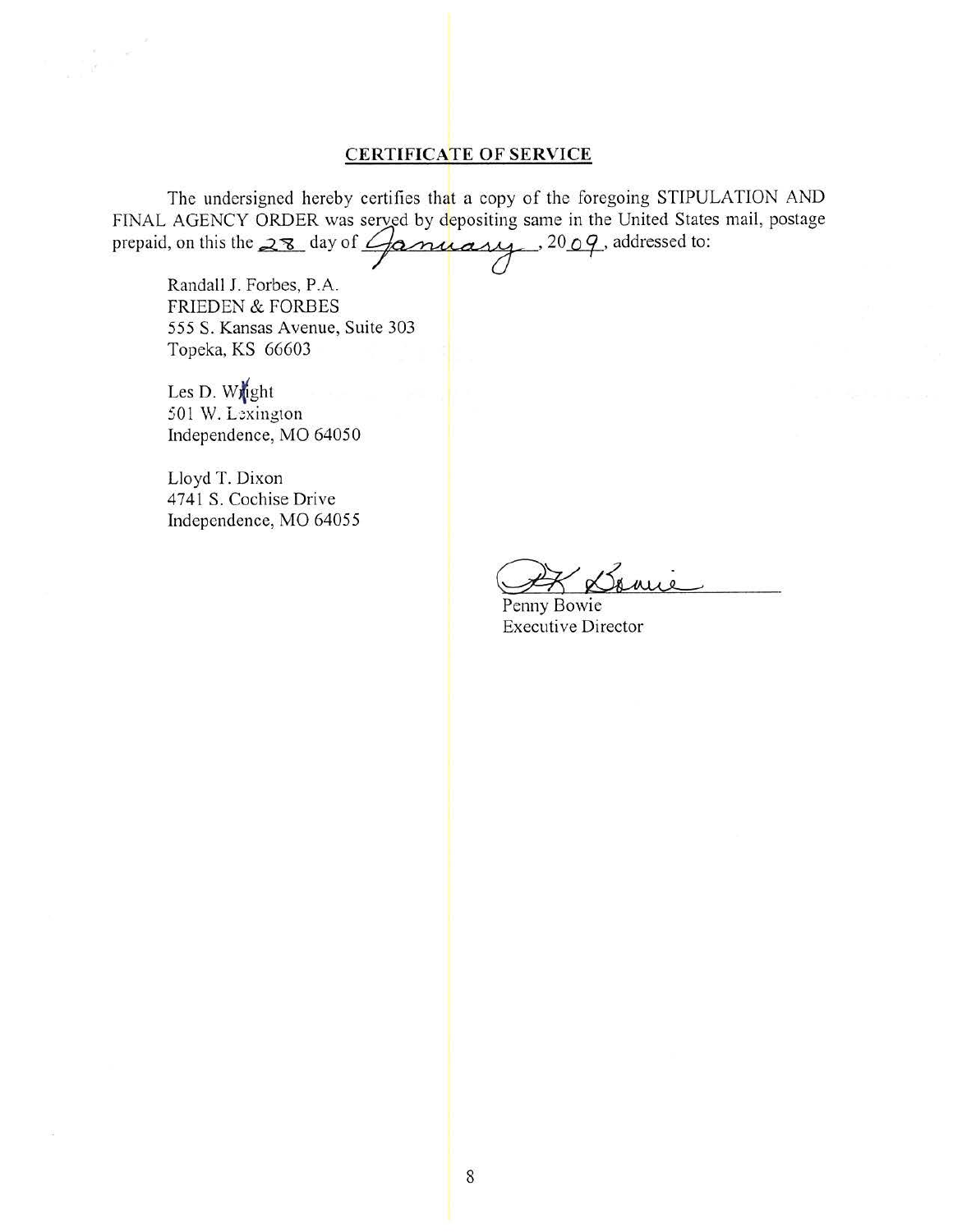## CERTIFICATE OF SERVICE

The undersigned hereby certifies that a copy of the foregoing STIPULATION AND FINAL AGENCY ORDER was served by depositing same in the United States mail, postage prepaid, on this the 28 day of January, 2009, addressed to:

Randall J. Forbes, P.A.
FRIEDEN & FORBES
555 S. Kansas Avenue, Suite 303
Topeka, KS 66603

Les D. Wright
501 W. Lexington
Independence, MO 64050

Lloyd T. Dixon
4741 S. Cochise Drive
Independence, MO 64055

PK Bowie

Penny Bowie
Executive Director